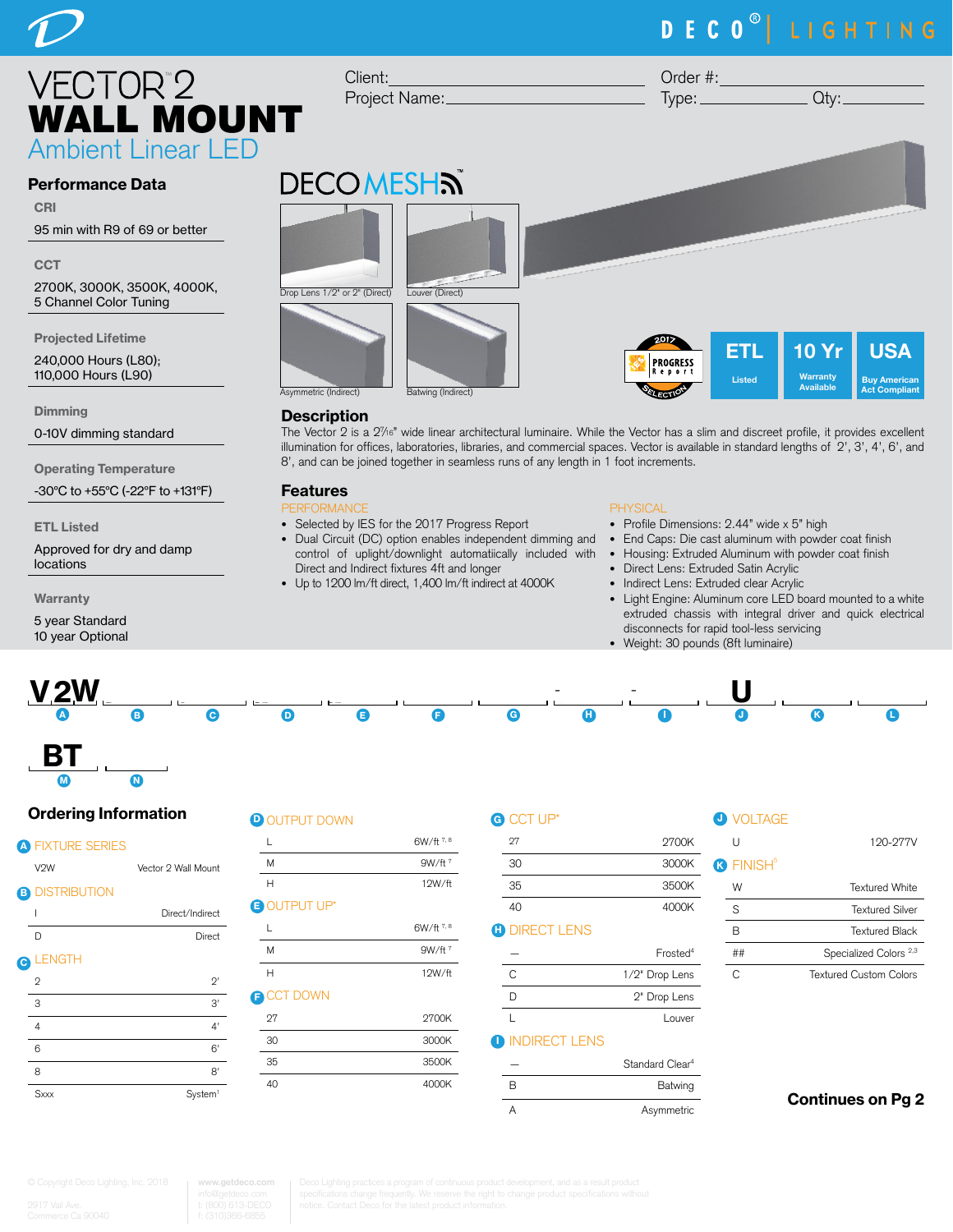# VECTOR™2 WALL MOUNT
## Ambient Linear LED

Client: ____________________
Project Name: ____________________
Order #: ____________________
Type: ____________ Qty: ____________

## Performance Data

**CRI**
95 min with R9 of 69 or better

**CCT**
2700K, 3000K, 3500K, 4000K, 5 Channel Color Tuning

**Projected Lifetime**
240,000 Hours (L80); 110,000 Hours (L90)

**Dimming**
0-10V dimming standard

**Operating Temperature**
-30°C to +55°C (-22°F to +131°F)

**ETL Listed**
Approved for dry and damp locations

**Warranty**
5 year Standard
10 year Optional

DECO MESH

Drop Lens 1/2" or 2" (Direct)
Louver (Direct)
Asymmetric (Indirect)
Batwing (Indirect)

2017 PROGRESS Report SELECTION | ETL Listed | 10 Yr Warranty Available | USA Buy American Act Compliant

## Description

The Vector 2 is a 2⁷⁄₁₆" wide linear architectural luminaire. While the Vector has a slim and discreet profile, it provides excellent illumination for offices, laboratories, libraries, and commercial spaces. Vector is available in standard lengths of 2', 3', 4', 6', and 8', and can be joined together in seamless runs of any length in 1 foot increments.

## Features

**PERFORMANCE**

- Selected by IES for the 2017 Progress Report
- Dual Circuit (DC) option enables independent dimming and control of uplight/downlight automatiically included with Direct and Indirect fixtures 4ft and longer
- Up to 1200 lm/ft direct, 1,400 lm/ft indirect at 4000K

**PHYSICAL**

- Profile Dimensions: 2.44" wide x 5" high
- End Caps: Die cast aluminum with powder coat finish
- Housing: Extruded Aluminum with powder coat finish
- Direct Lens: Extruded Satin Acrylic
- Indirect Lens: Extruded clear Acrylic
- Light Engine: Aluminum core LED board mounted to a white extruded chassis with integral driver and quick electrical disconnects for rapid tool-less servicing
- Weight: 30 pounds (8ft luminaire)

| A | B | C | D | E | F | G | H | I | J | K | L |
|---|---|---|---|---|---|---|---|---|---|---|---|
| V2W | | | | | | | - | - | U | | |

| M | N |
|---|---|
| BT | |

## Ordering Information

**A FIXTURE SERIES**

| | |
|---|---|
| V2W | Vector 2 Wall Mount |

**B DISTRIBUTION**

| | |
|---|---|
| I | Direct/Indirect |
| D | Direct |

**C LENGTH**

| | |
|---|---|
| 2 | 2' |
| 3 | 3' |
| 4 | 4' |
| 6 | 6' |
| 8 | 8' |
| Sxxx | System[1] |

**D OUTPUT DOWN**

| | |
|---|---|
| L | 6W/ft [7, 8] |
| M | 9W/ft [7] |
| H | 12W/ft |

**E OUTPUT UP***

| | |
|---|---|
| L | 6W/ft [7, 8] |
| M | 9W/ft [7] |
| H | 12W/ft |

**F CCT DOWN**

| | |
|---|---|
| 27 | 2700K |
| 30 | 3000K |
| 35 | 3500K |
| 40 | 4000K |

**G CCT UP***

| | |
|---|---|
| 27 | 2700K |
| 30 | 3000K |
| 35 | 3500K |
| 40 | 4000K |

**H DIRECT LENS**

| | |
|---|---|
| — | Frosted[4] |
| C | 1/2" Drop Lens |
| D | 2" Drop Lens |
| L | Louver |

**I INDIRECT LENS**

| | |
|---|---|
| — | Standard Clear[4] |
| B | Batwing |
| A | Asymmetric |

**J VOLTAGE**

| | |
|---|---|
| U | 120-277V |

**K FINISH[5]**

| | |
|---|---|
| W | Textured White |
| S | Textured Silver |
| B | Textured Black |
| ## | Specialized Colors [2,3] |
| C | Textured Custom Colors |

**Continues on Pg 2**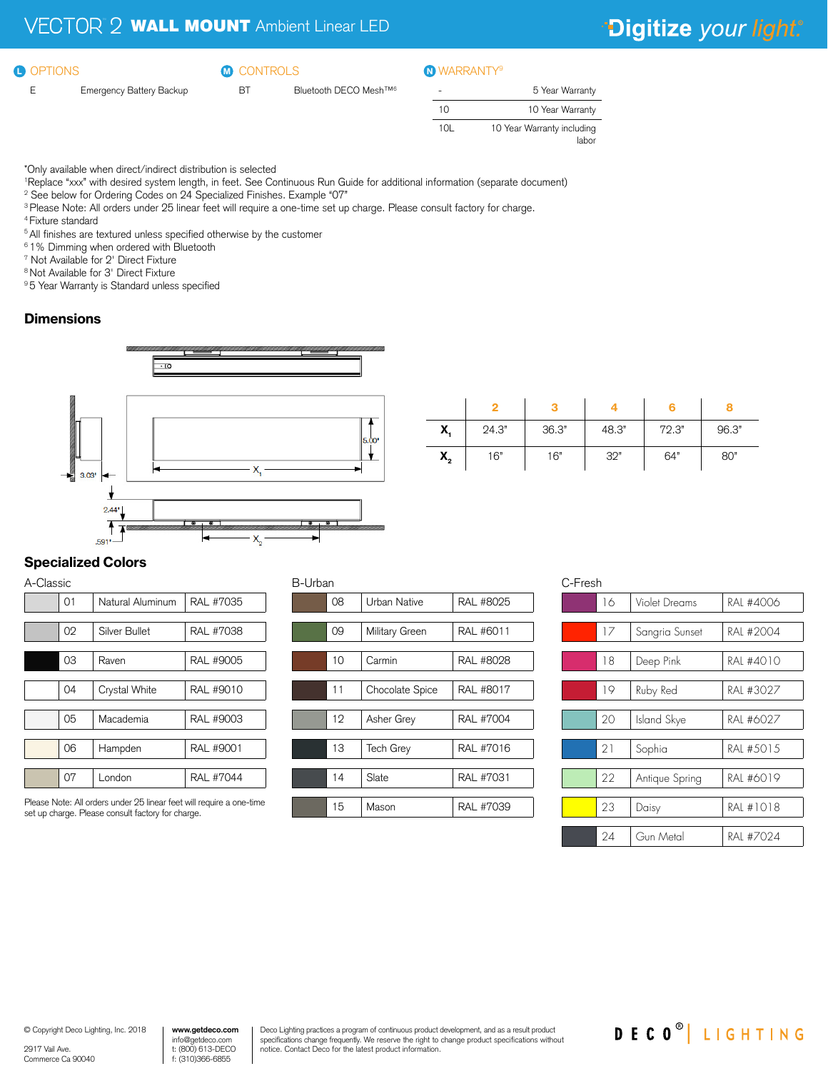# VECTOR 2 WALL MOUNT Ambient Linear LED

## L OPTIONS

| | |
|---|---|
| E | Emergency Battery Backup |

## M CONTROLS

| | |
|---|---|
| BT | Bluetooth DECO Mesh™[6] |

## N WARRANTY[9]

| | |
|---|---|
| - | 5 Year Warranty |
| 10 | 10 Year Warranty |
| 10L | 10 Year Warranty including labor |

*Only available when direct/indirect distribution is selected
[1]Replace "xxx" with desired system length, in feet. See Continuous Run Guide for additional information (separate document)
[2] See below for Ordering Codes on 24 Specialized Finishes. Example "07"
[3] Please Note: All orders under 25 linear feet will require a one-time set up charge. Please consult factory for charge.
[4] Fixture standard
[5] All finishes are textured unless specified otherwise by the customer
[6] 1% Dimming when ordered with Bluetooth
[7] Not Available for 2' Direct Fixture
[8] Not Available for 3' Direct Fixture
[9] 5 Year Warranty is Standard unless specified

## Dimensions

3.03" | 5.00" | 2.44" | .591" | $X_1$ | $X_2$

| | 2 | 3 | 4 | 6 | 8 |
|---|---|---|---|---|---|
| $X_1$ | 24.3" | 36.3" | 48.3" | 72.3" | 96.3" |
| $X_2$ | 16" | 16" | 32" | 64" | 80" |

## Specialized Colors

### A-Classic

| | | |
|---|---|---|
| 01 | Natural Aluminum | RAL #7035 |
| 02 | Silver Bullet | RAL #7038 |
| 03 | Raven | RAL #9005 |
| 04 | Crystal White | RAL #9010 |
| 05 | Macademia | RAL #9003 |
| 06 | Hampden | RAL #9001 |
| 07 | London | RAL #7044 |

Please Note: All orders under 25 linear feet will require a one-time set up charge. Please consult factory for charge.

### B-Urban

| | | |
|---|---|---|
| 08 | Urban Native | RAL #8025 |
| 09 | Military Green | RAL #6011 |
| 10 | Carmin | RAL #8028 |
| 11 | Chocolate Spice | RAL #8017 |
| 12 | Asher Grey | RAL #7004 |
| 13 | Tech Grey | RAL #7016 |
| 14 | Slate | RAL #7031 |
| 15 | Mason | RAL #7039 |

### C-Fresh

| | | |
|---|---|---|
| 16 | Violet Dreams | RAL #4006 |
| 17 | Sangria Sunset | RAL #2004 |
| 18 | Deep Pink | RAL #4010 |
| 19 | Ruby Red | RAL #3027 |
| 20 | Island Skye | RAL #6027 |
| 21 | Sophia | RAL #5015 |
| 22 | Antique Spring | RAL #6019 |
| 23 | Daisy | RAL #1018 |
| 24 | Gun Metal | RAL #7024 |

© Copyright Deco Lighting, Inc. 2018
2917 Vail Ave.
Commerce Ca 90040

www.getdeco.com
info@getdeco.com
t: (800) 613-DECO
f: (310)366-6855

Deco Lighting practices a program of continuous product development, and as a result product specifications change frequently. We reserve the right to change product specifications without notice. Contact Deco for the latest product information.

DECO® | LIGHTING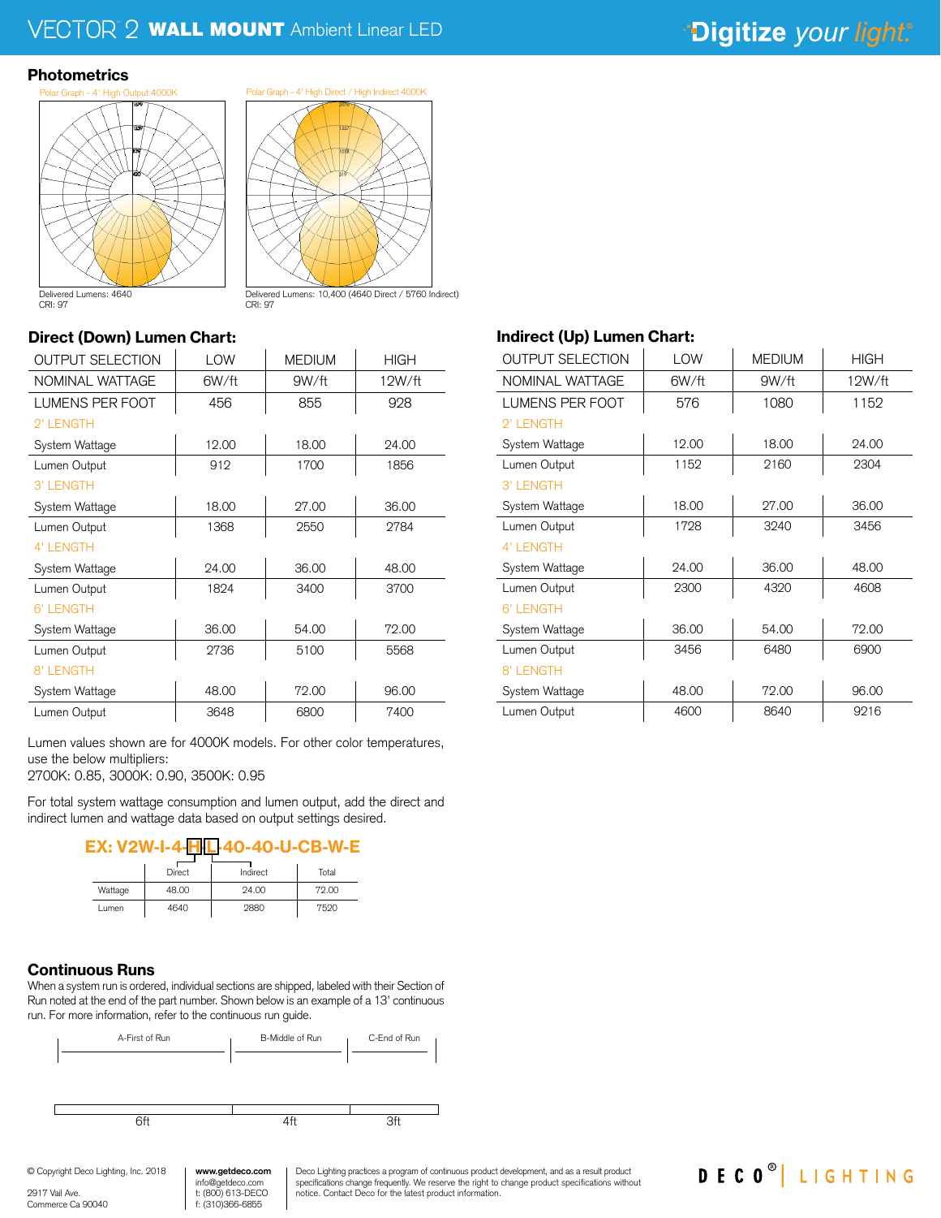# VECTOR 2 WALL MOUNT Ambient Linear LED

## Photometrics

Polar Graph - 4' High Output 4000K

Delivered Lumens: 4640
CRI: 97

Polar Graph - 4' High Direct / High Indirect 4000K

Delivered Lumens: 10,400 (4640 Direct / 5760 Indirect)
CRI: 97

## Direct (Down) Lumen Chart:

| OUTPUT SELECTION | LOW | MEDIUM | HIGH |
|---|---|---|---|
| NOMINAL WATTAGE | 6W/ft | 9W/ft | 12W/ft |
| LUMENS PER FOOT | 456 | 855 | 928 |
| 2' LENGTH | | | |
| System Wattage | 12.00 | 18.00 | 24.00 |
| Lumen Output | 912 | 1700 | 1856 |
| 3' LENGTH | | | |
| System Wattage | 18.00 | 27.00 | 36.00 |
| Lumen Output | 1368 | 2550 | 2784 |
| 4' LENGTH | | | |
| System Wattage | 24.00 | 36.00 | 48.00 |
| Lumen Output | 1824 | 3400 | 3700 |
| 6' LENGTH | | | |
| System Wattage | 36.00 | 54.00 | 72.00 |
| Lumen Output | 2736 | 5100 | 5568 |
| 8' LENGTH | | | |
| System Wattage | 48.00 | 72.00 | 96.00 |
| Lumen Output | 3648 | 6800 | 7400 |

## Indirect (Up) Lumen Chart:

| OUTPUT SELECTION | LOW | MEDIUM | HIGH |
|---|---|---|---|
| NOMINAL WATTAGE | 6W/ft | 9W/ft | 12W/ft |
| LUMENS PER FOOT | 576 | 1080 | 1152 |
| 2' LENGTH | | | |
| System Wattage | 12.00 | 18.00 | 24.00 |
| Lumen Output | 1152 | 2160 | 2304 |
| 3' LENGTH | | | |
| System Wattage | 18.00 | 27.00 | 36.00 |
| Lumen Output | 1728 | 3240 | 3456 |
| 4' LENGTH | | | |
| System Wattage | 24.00 | 36.00 | 48.00 |
| Lumen Output | 2300 | 4320 | 4608 |
| 6' LENGTH | | | |
| System Wattage | 36.00 | 54.00 | 72.00 |
| Lumen Output | 3456 | 6480 | 6900 |
| 8' LENGTH | | | |
| System Wattage | 48.00 | 72.00 | 96.00 |
| Lumen Output | 4600 | 8640 | 9216 |

Lumen values shown are for 4000K models. For other color temperatures, use the below multipliers:
2700K: 0.85, 3000K: 0.90, 3500K: 0.95

For total system wattage consumption and lumen output, add the direct and indirect lumen and wattage data based on output settings desired.

**EX: V2W-I-4-H-L-40-40-U-CB-W-E**

| | Direct | Indirect | Total |
|---|---|---|---|
| Wattage | 48.00 | 24.00 | 72.00 |
| Lumen | 4640 | 2880 | 7520 |

## Continuous Runs

When a system run is ordered, individual sections are shipped, labeled with their Section of Run noted at the end of the part number. Shown below is an example of a 13' continuous run. For more information, refer to the continuous run guide.

A-First of Run | B-Middle of Run | C-End of Run

6ft | 4ft | 3ft

© Copyright Deco Lighting, Inc. 2018

2917 Vail Ave.
Commerce Ca 90040

**www.getdeco.com**
info@getdeco.com
t: (800) 613-DECO
f: (310)366-6855

Deco Lighting practices a program of continuous product development, and as a result product specifications change frequently. We reserve the right to change product specifications without notice. Contact Deco for the latest product information.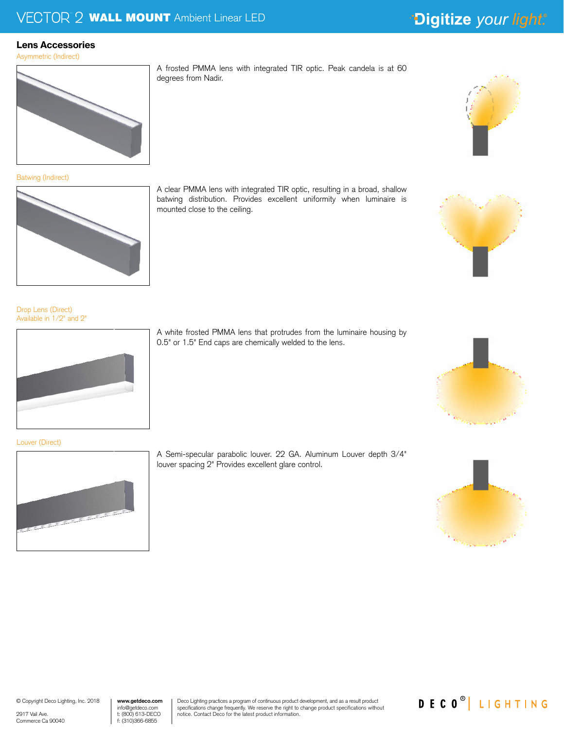## Lens Accessories

### Asymmetric (Indirect)

A frosted PMMA lens with integrated TIR optic. Peak candela is at 60 degrees from Nadir.

### Batwing (Indirect)

A clear PMMA lens with integrated TIR optic, resulting in a broad, shallow batwing distribution. Provides excellent uniformity when luminaire is mounted close to the ceiling.

### Drop Lens (Direct)
Available in 1/2" and 2"

A white frosted PMMA lens that protrudes from the luminaire housing by 0.5" or 1.5" End caps are chemically welded to the lens.

### Louver (Direct)

A Semi-specular parabolic louver. 22 GA. Aluminum Louver depth 3/4" louver spacing 2" Provides excellent glare control.

© Copyright Deco Lighting, Inc. 2018

2917 Vail Ave.
Commerce Ca 90040

www.getdeco.com
info@getdeco.com
t: (800) 613-DECO
f: (310)366-6855

Deco Lighting practices a program of continuous product development, and as a result product specifications change frequently. We reserve the right to change product specifications without notice. Contact Deco for the latest product information.